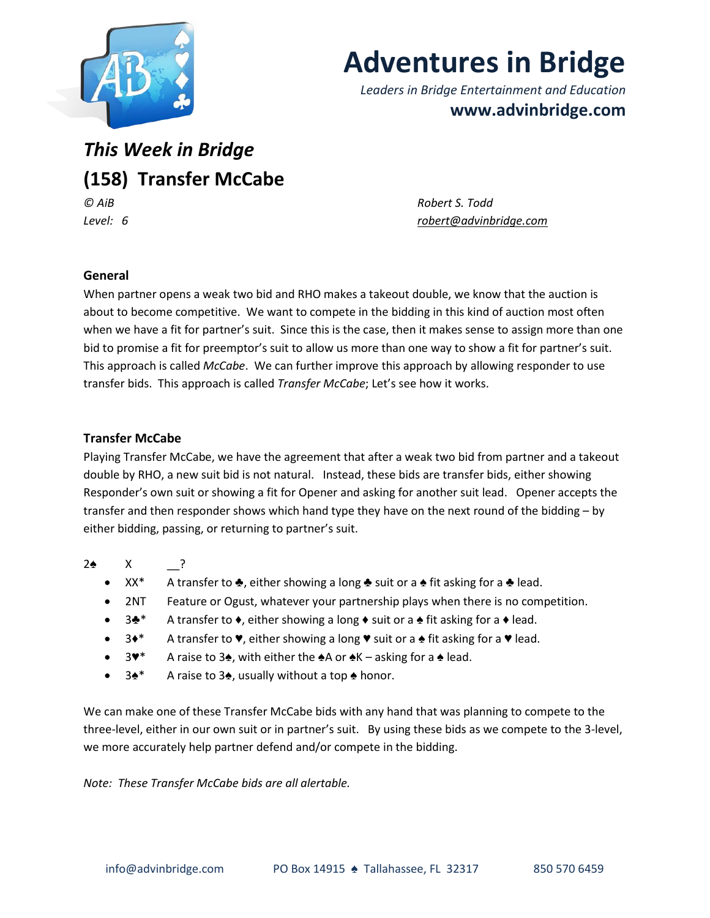# Adventures in Bridge

*Leaders in Bridge Entertainment and Education*

**www.advinbridge.com**

## *This Week in Bridge*

## (158) Transfer McCabe

*© AiB* *Robert S. Todd*

*Level: 6* *robert@advinbridge.com*

### General

When partner opens a weak two bid and RHO makes a takeout double, we know that the auction is about to become competitive. We want to compete in the bidding in this kind of auction most often when we have a fit for partner's suit. Since this is the case, then it makes sense to assign more than one bid to promise a fit for preemptor's suit to allow us more than one way to show a fit for partner's suit. This approach is called *McCabe*. We can further improve this approach by allowing responder to use transfer bids. This approach is called *Transfer McCabe*; Let's see how it works.

### Transfer McCabe

Playing Transfer McCabe, we have the agreement that after a weak two bid from partner and a takeout double by RHO, a new suit bid is not natural. Instead, these bids are transfer bids, either showing Responder's own suit or showing a fit for Opener and asking for another suit lead. Opener accepts the transfer and then responder shows which hand type they have on the next round of the bidding – by either bidding, passing, or returning to partner's suit.

2♠ X __?

- XX* A transfer to ♣, either showing a long ♣ suit or a ♠ fit asking for a ♣ lead.
- 2NT Feature or Ogust, whatever your partnership plays when there is no competition.
- 3♣* A transfer to ♦, either showing a long ♦ suit or a ♠ fit asking for a ♦ lead.
- 3♦* A transfer to ♥, either showing a long ♥ suit or a ♠ fit asking for a ♥ lead.
- 3♥* A raise to 3♠, with either the ♠A or ♠K – asking for a ♠ lead.
- 3♠* A raise to 3♠, usually without a top ♠ honor.

We can make one of these Transfer McCabe bids with any hand that was planning to compete to the three-level, either in our own suit or in partner's suit. By using these bids as we compete to the 3-level, we more accurately help partner defend and/or compete in the bidding.

*Note: These Transfer McCabe bids are all alertable.*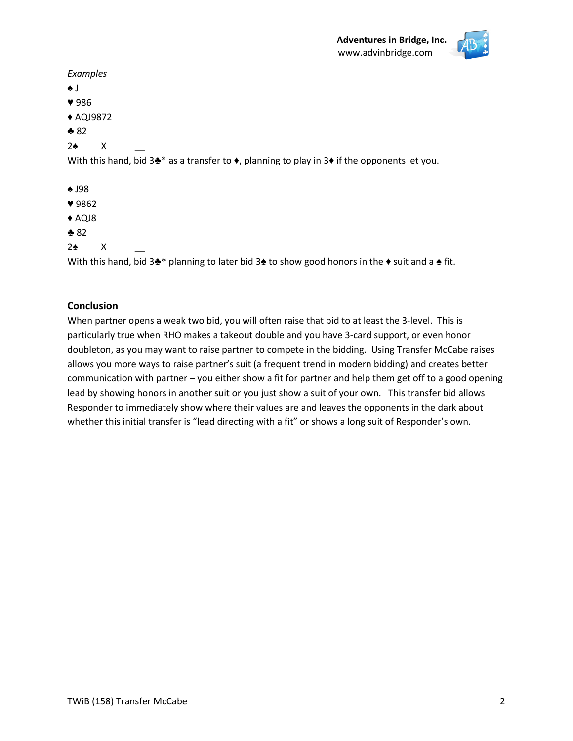*Examples*

♠ J
♥ 986
♦ AQJ9872
♣ 82

2♠ X __

With this hand, bid 3♣* as a transfer to ♦, planning to play in 3♦ if the opponents let you.

♠ J98
♥ 9862
♦ AQJ8
♣ 82

2♠ X __

With this hand, bid 3♣* planning to later bid 3♠ to show good honors in the ♦ suit and a ♠ fit.

## Conclusion

When partner opens a weak two bid, you will often raise that bid to at least the 3-level. This is particularly true when RHO makes a takeout double and you have 3-card support, or even honor doubleton, as you may want to raise partner to compete in the bidding. Using Transfer McCabe raises allows you more ways to raise partner's suit (a frequent trend in modern bidding) and creates better communication with partner – you either show a fit for partner and help them get off to a good opening lead by showing honors in another suit or you just show a suit of your own. This transfer bid allows Responder to immediately show where their values are and leaves the opponents in the dark about whether this initial transfer is "lead directing with a fit" or shows a long suit of Responder's own.